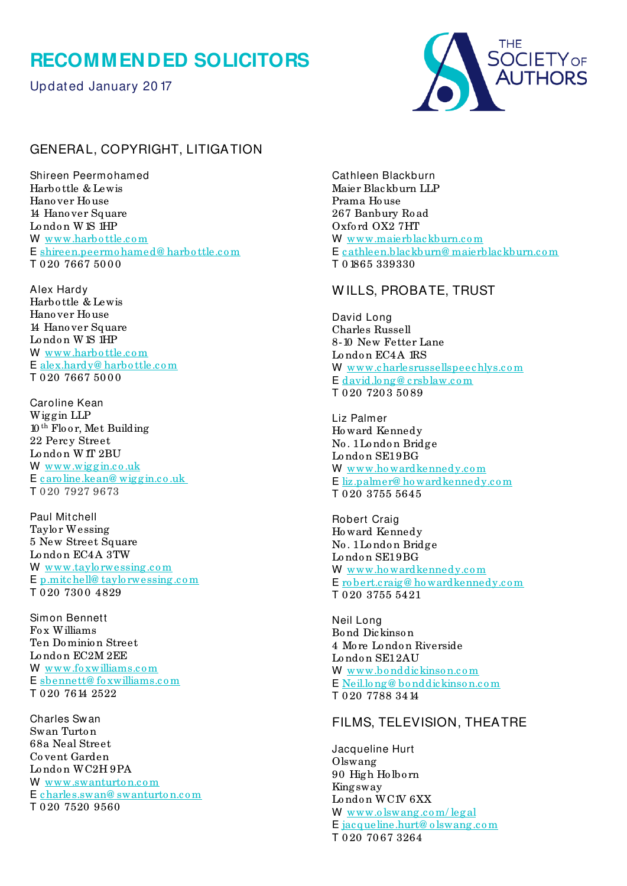# RECOMMENDED SOLICITORS

Updated January 2017

THE SOCIETY OF AUTHORS

## GENERAL, COPYRIGHT, LITIGATION

Shireen Peermohamed
Harbottle & Lewis
Hanover House
14 Hanover Square
London W1S 1HP
W www.harbottle.com
E shireen.peermohamed@harbottle.com
T 020 7667 5000

Alex Hardy
Harbottle & Lewis
Hanover House
14 Hanover Square
London W1S 1HP
W www.harbottle.com
E alex.hardy@harbottle.com
T 020 7667 5000

Caroline Kean
Wiggin LLP
10th Floor, Met Building
22 Percy Street
London W1T 2BU
W www.wiggin.co.uk
E caroline.kean@wiggin.co.uk
T 020 7927 9673

Paul Mitchell
Taylor Wessing
5 New Street Square
London EC4A 3TW
W www.taylorwessing.com
E p.mitchell@taylorwessing.com
T 020 7300 4829

Simon Bennett
Fox Williams
Ten Dominion Street
London EC2M 2EE
W www.foxwilliams.com
E sbennett@foxwilliams.com
T 020 7614 2522

Charles Swan
Swan Turton
68a Neal Street
Covent Garden
London WC2H 9PA
W www.swanturton.com
E charles.swan@swanturton.com
T 020 7520 9560

Cathleen Blackburn
Maier Blackburn LLP
Prama House
267 Banbury Road
Oxford OX2 7HT
W www.maierblackburn.com
E cathleen.blackburn@maierblackburn.com
T 01865 339330

## WILLS, PROBATE, TRUST

David Long
Charles Russell
8-10 New Fetter Lane
London EC4A 1RS
W www.charlesrussellspeechlys.com
E david.long@crsblaw.com
T 020 7203 5089

Liz Palmer
Howard Kennedy
No. 1 London Bridge
London SE1 9BG
W www.howardkennedy.com
E liz.palmer@howardkennedy.com
T 020 3755 5645

Robert Craig
Howard Kennedy
No. 1 London Bridge
London SE1 9BG
W www.howardkennedy.com
E robert.craig@howardkennedy.com
T 020 3755 5421

Neil Long
Bond Dickinson
4 More London Riverside
London SE1 2AU
W www.bonddickinson.com
E Neil.long@bonddickinson.com
T 020 7788 3414

## FILMS, TELEVISION, THEATRE

Jacqueline Hurt
Olswang
90 High Holborn
Kingsway
London WC1V 6XX
W www.olswang.com/legal
E jacqueline.hurt@olswang.com
T 020 7067 3264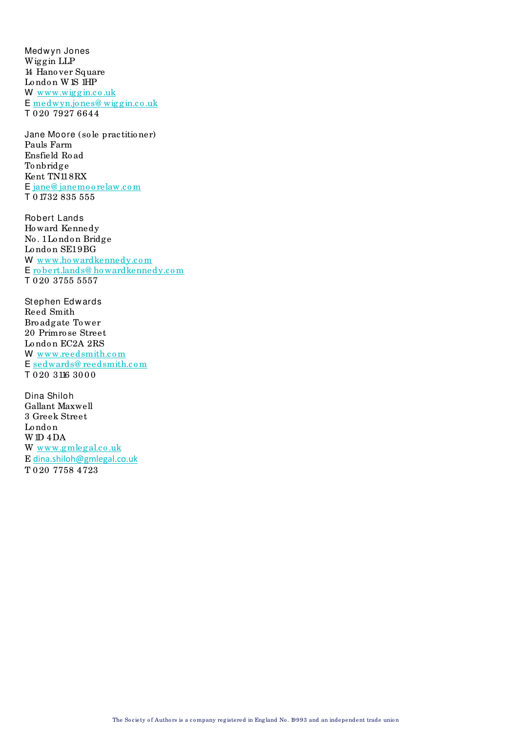Medwyn Jones
Wiggin LLP
14 Hanover Square
London W1S 1HP
W www.wiggin.co.uk
E medwyn.jones@wiggin.co.uk
T 020 7927 6644

Jane Moore (sole practitioner)
Pauls Farm
Ensfield Road
Tonbridge
Kent TN11 8RX
E jane@janemoorelaw.com
T 01732 835 555

Robert Lands
Howard Kennedy
No. 1 London Bridge
London SE1 9BG
W www.howardkennedy.com
E robert.lands@howardkennedy.com
T 020 3755 5557

Stephen Edwards
Reed Smith
Broadgate Tower
20 Primrose Street
London EC2A 2RS
W www.reedsmith.com
E sedwards@reedsmith.com
T 020 3116 3000

Dina Shiloh
Gallant Maxwell
3 Greek Street
London
W1D 4DA
W www.gmlegal.co.uk
E dina.shiloh@gmlegal.co.uk
T 020 7758 4723

The Society of Authors is a company registered in England No. 19993 and an independent trade union